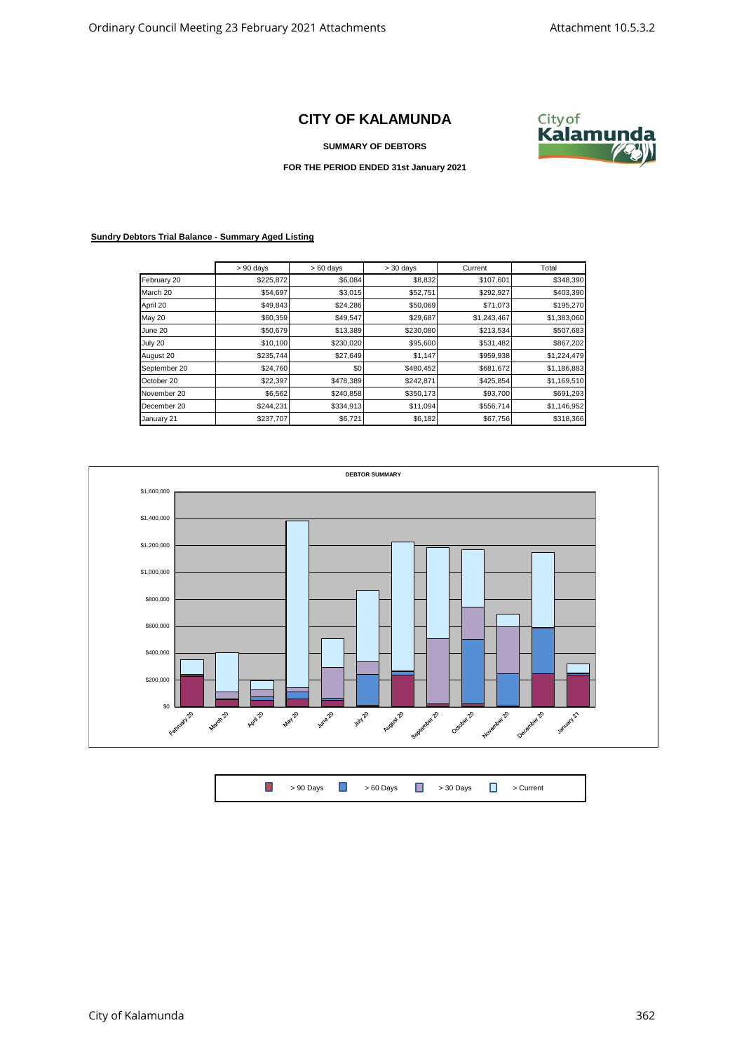# CITY OF KALAMUNDA

**SUMMARY OF DEBTORS**

**FOR THE PERIOD ENDED 31st January 2021**

**Sundry Debtors Trial Balance - Summary Aged Listing**

| | > 90 days | > 60 days | > 30 days | Current | Total |
|---|---|---|---|---|---|
| February 20 | $225,872 | $6,084 | $8,832 | $107,601 | $348,390 |
| March 20 | $54,697 | $3,015 | $52,751 | $292,927 | $403,390 |
| April 20 | $49,843 | $24,286 | $50,069 | $71,073 | $195,270 |
| May 20 | $60,359 | $49,547 | $29,687 | $1,243,467 | $1,383,060 |
| June 20 | $50,679 | $13,389 | $230,080 | $213,534 | $507,683 |
| July 20 | $10,100 | $230,020 | $95,600 | $531,482 | $867,202 |
| August 20 | $235,744 | $27,649 | $1,147 | $959,938 | $1,224,479 |
| September 20 | $24,760 | $0 | $480,452 | $681,672 | $1,186,883 |
| October 20 | $22,397 | $478,389 | $242,871 | $425,854 | $1,169,510 |
| November 20 | $6,562 | $240,858 | $350,173 | $93,700 | $691,293 |
| December 20 | $244,231 | $334,913 | $11,094 | $556,714 | $1,146,952 |
| January 21 | $237,707 | $6,721 | $6,182 | $67,756 | $318,366 |

**DEBTOR SUMMARY**

> 90 Days | > 60 Days | > 30 Days | > Current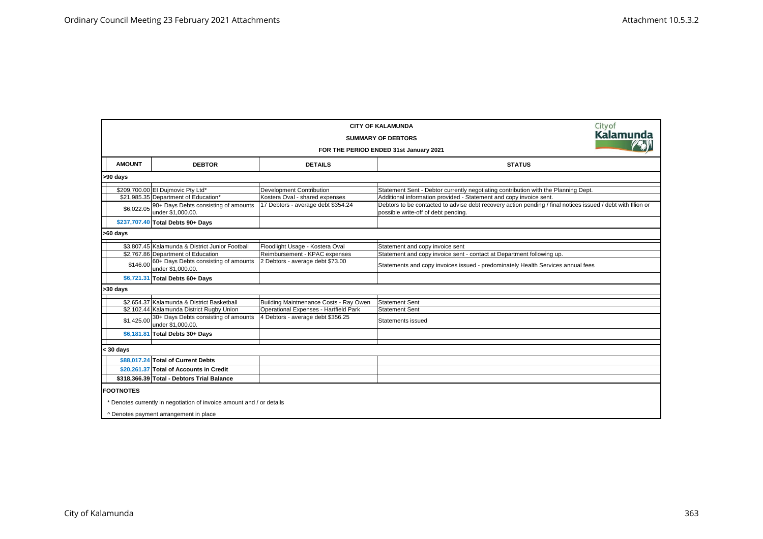**CITY OF KALAMUNDA**

**SUMMARY OF DEBTORS**

**FOR THE PERIOD ENDED 31st January 2021**

| AMOUNT | DEBTOR | DETAILS | STATUS |
|---|---|---|---|
| **>90 days** | | | |
| $209,700.00 | El Dujmovic Pty Ltd* | Development Contribution | Statement Sent - Debtor currently negotiating contribution with the Planning Dept. |
| $21,985.35 | Department of Education* | Kostera Oval - shared expenses | Additional information provided - Statement and copy invoice sent. |
| $6,022.05 | 90+ Days Debts consisting of amounts under $1,000.00. | 17 Debtors - average debt $354.24 | Debtors to be contacted to advise debt recovery action pending / final notices issued / debt with Illion or possible write-off of debt pending. |
| **$237,707.40** | **Total Debts 90+ Days** | | |
| **>60 days** | | | |
| $3,807.45 | Kalamunda & District Junior Football | Floodlight Usage - Kostera Oval | Statement and copy invoice sent |
| $2,767.86 | Department of Education | Reimbursement - KPAC expenses | Statement and copy invoice sent - contact at Department following up. |
| $146.00 | 60+ Days Debts consisting of amounts under $1,000.00. | 2 Debtors - average debt $73.00 | Statements and copy invoices issued - predominately Health Services annual fees |
| **$6,721.31** | **Total Debts 60+ Days** | | |
| **>30 days** | | | |
| $2,654.37 | Kalamunda & District Basketball | Building Maintnenance Costs - Ray Owen | Statement Sent |
| $2,102.44 | Kalamunda District Rugby Union | Operational Expenses - Hartfield Park | Statement Sent |
| $1,425.00 | 30+ Days Debts consisting of amounts under $1,000.00. | 4 Debtors - average debt $356.25 | Statements issued |
| **$6,181.81** | **Total Debts 30+ Days** | | |
| **< 30 days** | | | |
| **$88,017.24** | **Total of Current Debts** | | |
| **$20,261.37** | **Total of Accounts in Credit** | | |
| **$318,366.39** | **Total - Debtors Trial Balance** | | |

**FOOTNOTES**

\* Denotes currently in negotiation of invoice amount and / or details

^ Denotes payment arrangement in place